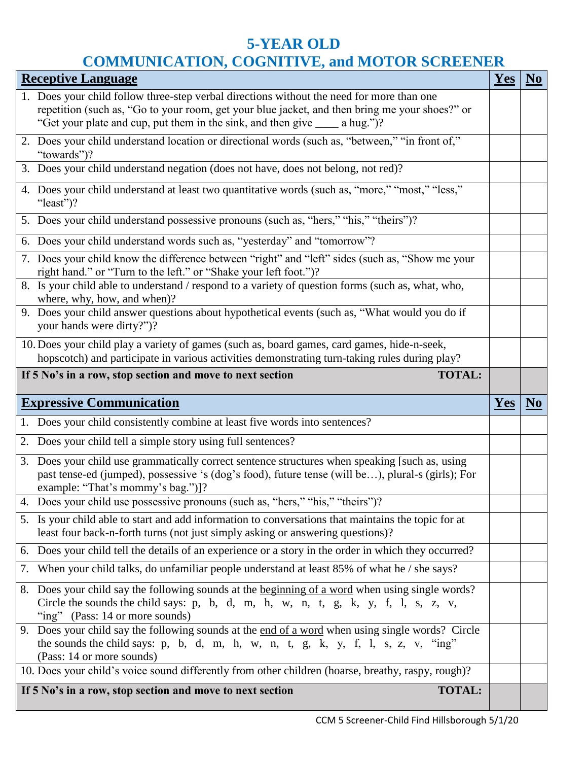# 5-YEAR OLD
# COMMUNICATION, COGNITIVE, and MOTOR SCREENER

| **Receptive Language** | **Yes** | **No** |
|---|---|---|
| 1. Does your child follow three-step verbal directions without the need for more than one repetition (such as, "Go to your room, get your blue jacket, and then bring me your shoes?" or "Get your plate and cup, put them in the sink, and then give ____ a hug.")? | | |
| 2. Does your child understand location or directional words (such as, "between," "in front of," "towards")? | | |
| 3. Does your child understand negation (does not have, does not belong, not red)? | | |
| 4. Does your child understand at least two quantitative words (such as, "more," "most," "less," "least")? | | |
| 5. Does your child understand possessive pronouns (such as, "hers," "his," "theirs")? | | |
| 6. Does your child understand words such as, "yesterday" and "tomorrow"? | | |
| 7. Does your child know the difference between "right" and "left" sides (such as, "Show me your right hand." or "Turn to the left." or "Shake your left foot.")? | | |
| 8. Is your child able to understand / respond to a variety of question forms (such as, what, who, where, why, how, and when)? | | |
| 9. Does your child answer questions about hypothetical events (such as, "What would you do if your hands were dirty?")? | | |
| 10. Does your child play a variety of games (such as, board games, card games, hide-n-seek, hopscotch) and participate in various activities demonstrating turn-taking rules during play? | | |
| **If 5 No's in a row, stop section and move to next section** **TOTAL:** | | |

| **Expressive Communication** | **Yes** | **No** |
|---|---|---|
| 1. Does your child consistently combine at least five words into sentences? | | |
| 2. Does your child tell a simple story using full sentences? | | |
| 3. Does your child use grammatically correct sentence structures when speaking [such as, using past tense-ed (jumped), possessive 's (dog's food), future tense (will be…), plural-s (girls); For example: "That's mommy's bag.")]? | | |
| 4. Does your child use possessive pronouns (such as, "hers," "his," "theirs")? | | |
| 5. Is your child able to start and add information to conversations that maintains the topic for at least four back-n-forth turns (not just simply asking or answering questions)? | | |
| 6. Does your child tell the details of an experience or a story in the order in which they occurred? | | |
| 7. When your child talks, do unfamiliar people understand at least 85% of what he / she says? | | |
| 8. Does your child say the following sounds at the <u>beginning of a word</u> when using single words? Circle the sounds the child says: p, b, d, m, h, w, n, t, g, k, y, f, l, s, z, v, "ing" (Pass: 14 or more sounds) | | |
| 9. Does your child say the following sounds at the <u>end of a word</u> when using single words? Circle the sounds the child says: p, b, d, m, h, w, n, t, g, k, y, f, l, s, z, v, "ing" (Pass: 14 or more sounds) | | |
| 10. Does your child's voice sound differently from other children (hoarse, breathy, raspy, rough)? | | |
| **If 5 No's in a row, stop section and move to next section** **TOTAL:** | | |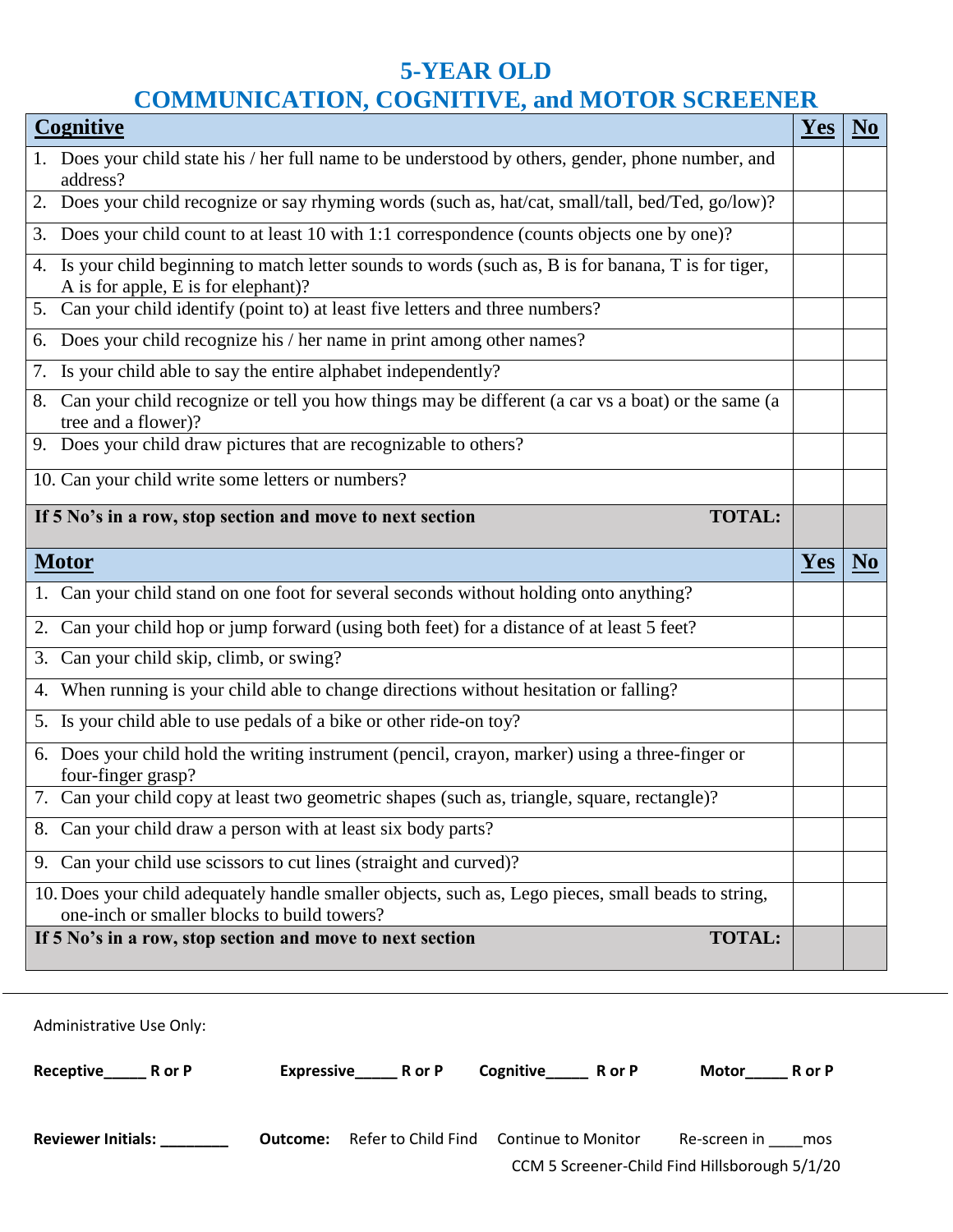# 5-YEAR OLD
# COMMUNICATION, COGNITIVE, and MOTOR SCREENER

| **Cognitive** | **Yes** | **No** |
|---|---|---|
| 1. Does your child state his / her full name to be understood by others, gender, phone number, and address? | | |
| 2. Does your child recognize or say rhyming words (such as, hat/cat, small/tall, bed/Ted, go/low)? | | |
| 3. Does your child count to at least 10 with 1:1 correspondence (counts objects one by one)? | | |
| 4. Is your child beginning to match letter sounds to words (such as, B is for banana, T is for tiger, A is for apple, E is for elephant)? | | |
| 5. Can your child identify (point to) at least five letters and three numbers? | | |
| 6. Does your child recognize his / her name in print among other names? | | |
| 7. Is your child able to say the entire alphabet independently? | | |
| 8. Can your child recognize or tell you how things may be different (a car vs a boat) or the same (a tree and a flower)? | | |
| 9. Does your child draw pictures that are recognizable to others? | | |
| 10. Can your child write some letters or numbers? | | |
| **If 5 No's in a row, stop section and move to next section** **TOTAL:** | | |

| **Motor** | **Yes** | **No** |
|---|---|---|
| 1. Can your child stand on one foot for several seconds without holding onto anything? | | |
| 2. Can your child hop or jump forward (using both feet) for a distance of at least 5 feet? | | |
| 3. Can your child skip, climb, or swing? | | |
| 4. When running is your child able to change directions without hesitation or falling? | | |
| 5. Is your child able to use pedals of a bike or other ride-on toy? | | |
| 6. Does your child hold the writing instrument (pencil, crayon, marker) using a three-finger or four-finger grasp? | | |
| 7. Can your child copy at least two geometric shapes (such as, triangle, square, rectangle)? | | |
| 8. Can your child draw a person with at least six body parts? | | |
| 9. Can your child use scissors to cut lines (straight and curved)? | | |
| 10. Does your child adequately handle smaller objects, such as, Lego pieces, small beads to string, one-inch or smaller blocks to build towers? | | |
| **If 5 No's in a row, stop section and move to next section** **TOTAL:** | | |

---

Administrative Use Only:

**Receptive_____ R or P** **Expressive_____ R or P** **Cognitive_____ R or P** **Motor_____ R or P**

**Reviewer Initials: ________** **Outcome:** Refer to Child Find Continue to Monitor Re-screen in ____mos

CCM 5 Screener-Child Find Hillsborough 5/1/20